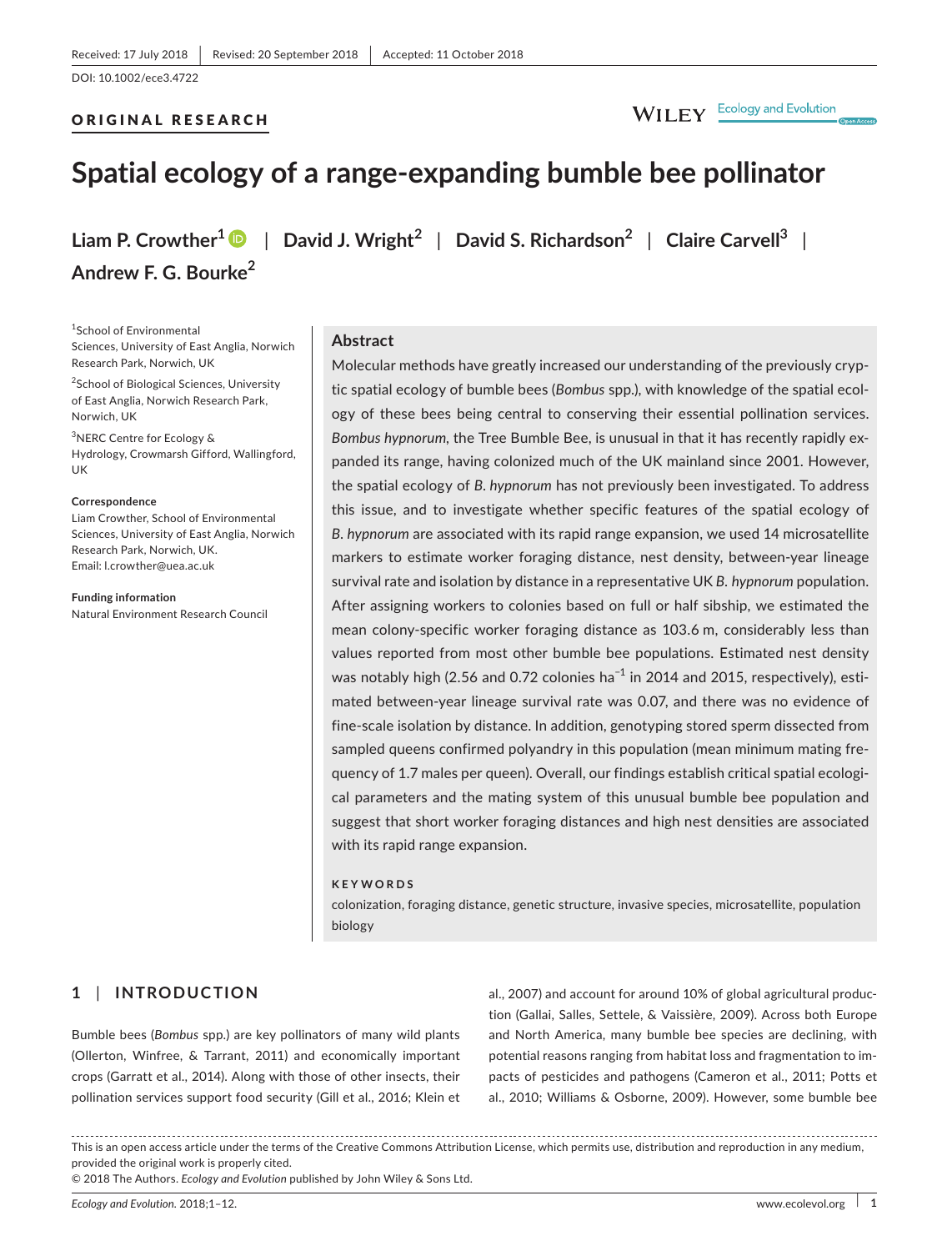Received: 17 July 2018 | Revised: 20 September 2018 | Accepted: 11 October 2018

DOI: 10.1002/ece3.4722

ORIGINAL RESEARCH

# Spatial ecology of a range-expanding bumble bee pollinator

**Liam P. Crowther**[1] | **David J. Wright**[2] | **David S. Richardson**[2] | **Claire Carvell**[3] | **Andrew F. G. Bourke**[2]

[1]School of Environmental Sciences, University of East Anglia, Norwich Research Park, Norwich, UK

[2]School of Biological Sciences, University of East Anglia, Norwich Research Park, Norwich, UK

[3]NERC Centre for Ecology & Hydrology, Crowmarsh Gifford, Wallingford, UK

**Correspondence**
Liam Crowther, School of Environmental Sciences, University of East Anglia, Norwich Research Park, Norwich, UK.
Email: l.crowther@uea.ac.uk

**Funding information**
Natural Environment Research Council

## Abstract

Molecular methods have greatly increased our understanding of the previously cryptic spatial ecology of bumble bees (*Bombus* spp.), with knowledge of the spatial ecology of these bees being central to conserving their essential pollination services. *Bombus hypnorum*, the Tree Bumble Bee, is unusual in that it has recently rapidly expanded its range, having colonized much of the UK mainland since 2001. However, the spatial ecology of *B. hypnorum* has not previously been investigated. To address this issue, and to investigate whether specific features of the spatial ecology of *B. hypnorum* are associated with its rapid range expansion, we used 14 microsatellite markers to estimate worker foraging distance, nest density, between-year lineage survival rate and isolation by distance in a representative UK *B. hypnorum* population. After assigning workers to colonies based on full or half sibship, we estimated the mean colony-specific worker foraging distance as 103.6 m, considerably less than values reported from most other bumble bee populations. Estimated nest density was notably high (2.56 and 0.72 colonies ha$^{-1}$ in 2014 and 2015, respectively), estimated between-year lineage survival rate was 0.07, and there was no evidence of fine-scale isolation by distance. In addition, genotyping stored sperm dissected from sampled queens confirmed polyandry in this population (mean minimum mating frequency of 1.7 males per queen). Overall, our findings establish critical spatial ecological parameters and the mating system of this unusual bumble bee population and suggest that short worker foraging distances and high nest densities are associated with its rapid range expansion.

**KEYWORDS**

colonization, foraging distance, genetic structure, invasive species, microsatellite, population biology

## 1 | INTRODUCTION

Bumble bees (*Bombus* spp.) are key pollinators of many wild plants (Ollerton, Winfree, & Tarrant, 2011) and economically important crops (Garratt et al., 2014). Along with those of other insects, their pollination services support food security (Gill et al., 2016; Klein et al., 2007) and account for around 10% of global agricultural production (Gallai, Salles, Settele, & Vaissière, 2009). Across both Europe and North America, many bumble bee species are declining, with potential reasons ranging from habitat loss and fragmentation to impacts of pesticides and pathogens (Cameron et al., 2011; Potts et al., 2010; Williams & Osborne, 2009). However, some bumble bee

This is an open access article under the terms of the Creative Commons Attribution License, which permits use, distribution and reproduction in any medium, provided the original work is properly cited.
© 2018 The Authors. *Ecology and Evolution* published by John Wiley & Sons Ltd.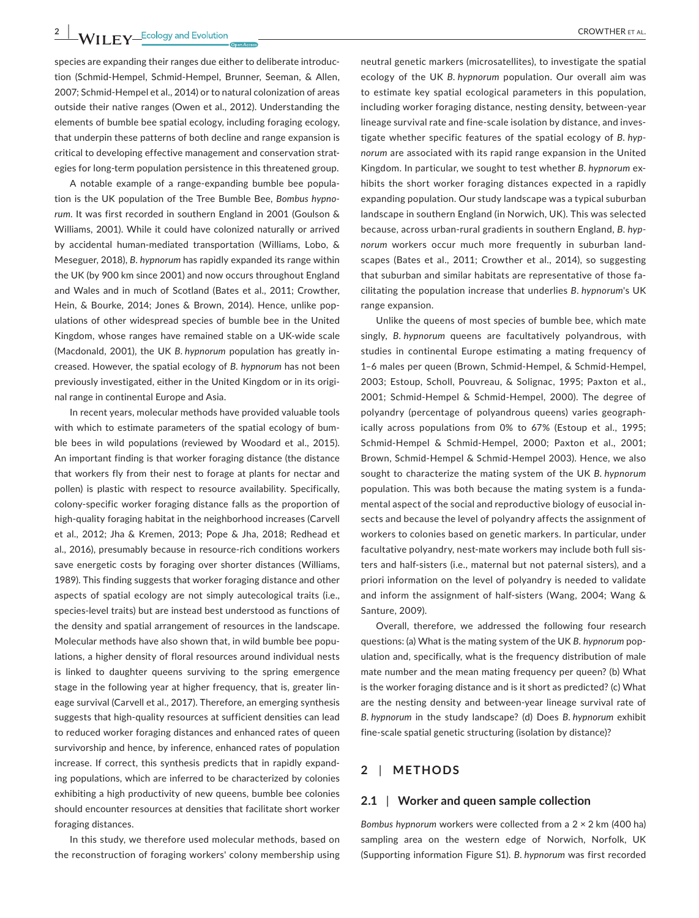species are expanding their ranges due either to deliberate introduction (Schmid-Hempel, Schmid-Hempel, Brunner, Seeman, & Allen, 2007; Schmid-Hempel et al., 2014) or to natural colonization of areas outside their native ranges (Owen et al., 2012). Understanding the elements of bumble bee spatial ecology, including foraging ecology, that underpin these patterns of both decline and range expansion is critical to developing effective management and conservation strategies for long-term population persistence in this threatened group.

A notable example of a range-expanding bumble bee population is the UK population of the Tree Bumble Bee, *Bombus hypnorum*. It was first recorded in southern England in 2001 (Goulson & Williams, 2001). While it could have colonized naturally or arrived by accidental human-mediated transportation (Williams, Lobo, & Meseguer, 2018), *B. hypnorum* has rapidly expanded its range within the UK (by 900 km since 2001) and now occurs throughout England and Wales and in much of Scotland (Bates et al., 2011; Crowther, Hein, & Bourke, 2014; Jones & Brown, 2014). Hence, unlike populations of other widespread species of bumble bee in the United Kingdom, whose ranges have remained stable on a UK-wide scale (Macdonald, 2001), the UK *B. hypnorum* population has greatly increased. However, the spatial ecology of *B. hypnorum* has not been previously investigated, either in the United Kingdom or in its original range in continental Europe and Asia.

In recent years, molecular methods have provided valuable tools with which to estimate parameters of the spatial ecology of bumble bees in wild populations (reviewed by Woodard et al., 2015). An important finding is that worker foraging distance (the distance that workers fly from their nest to forage at plants for nectar and pollen) is plastic with respect to resource availability. Specifically, colony-specific worker foraging distance falls as the proportion of high-quality foraging habitat in the neighborhood increases (Carvell et al., 2012; Jha & Kremen, 2013; Pope & Jha, 2018; Redhead et al., 2016), presumably because in resource-rich conditions workers save energetic costs by foraging over shorter distances (Williams, 1989). This finding suggests that worker foraging distance and other aspects of spatial ecology are not simply autecological traits (i.e., species-level traits) but are instead best understood as functions of the density and spatial arrangement of resources in the landscape. Molecular methods have also shown that, in wild bumble bee populations, a higher density of floral resources around individual nests is linked to daughter queens surviving to the spring emergence stage in the following year at higher frequency, that is, greater lineage survival (Carvell et al., 2017). Therefore, an emerging synthesis suggests that high-quality resources at sufficient densities can lead to reduced worker foraging distances and enhanced rates of queen survivorship and hence, by inference, enhanced rates of population increase. If correct, this synthesis predicts that in rapidly expanding populations, which are inferred to be characterized by colonies exhibiting a high productivity of new queens, bumble bee colonies should encounter resources at densities that facilitate short worker foraging distances.

In this study, we therefore used molecular methods, based on the reconstruction of foraging workers' colony membership using neutral genetic markers (microsatellites), to investigate the spatial ecology of the UK *B. hypnorum* population. Our overall aim was to estimate key spatial ecological parameters in this population, including worker foraging distance, nesting density, between-year lineage survival rate and fine-scale isolation by distance, and investigate whether specific features of the spatial ecology of *B. hypnorum* are associated with its rapid range expansion in the United Kingdom. In particular, we sought to test whether *B. hypnorum* exhibits the short worker foraging distances expected in a rapidly expanding population. Our study landscape was a typical suburban landscape in southern England (in Norwich, UK). This was selected because, across urban-rural gradients in southern England, *B. hypnorum* workers occur much more frequently in suburban landscapes (Bates et al., 2011; Crowther et al., 2014), so suggesting that suburban and similar habitats are representative of those facilitating the population increase that underlies *B. hypnorum*'s UK range expansion.

Unlike the queens of most species of bumble bee, which mate singly, *B. hypnorum* queens are facultatively polyandrous, with studies in continental Europe estimating a mating frequency of 1–6 males per queen (Brown, Schmid-Hempel, & Schmid-Hempel, 2003; Estoup, Scholl, Pouvreau, & Solignac, 1995; Paxton et al., 2001; Schmid-Hempel & Schmid-Hempel, 2000). The degree of polyandry (percentage of polyandrous queens) varies geographically across populations from 0% to 67% (Estoup et al., 1995; Schmid-Hempel & Schmid-Hempel, 2000; Paxton et al., 2001; Brown, Schmid-Hempel & Schmid-Hempel 2003). Hence, we also sought to characterize the mating system of the UK *B. hypnorum* population. This was both because the mating system is a fundamental aspect of the social and reproductive biology of eusocial insects and because the level of polyandry affects the assignment of workers to colonies based on genetic markers. In particular, under facultative polyandry, nest-mate workers may include both full sisters and half-sisters (i.e., maternal but not paternal sisters), and a priori information on the level of polyandry is needed to validate and inform the assignment of half-sisters (Wang, 2004; Wang & Santure, 2009).

Overall, therefore, we addressed the following four research questions: (a) What is the mating system of the UK *B. hypnorum* population and, specifically, what is the frequency distribution of male mate number and the mean mating frequency per queen? (b) What is the worker foraging distance and is it short as predicted? (c) What are the nesting density and between-year lineage survival rate of *B. hypnorum* in the study landscape? (d) Does *B. hypnorum* exhibit fine-scale spatial genetic structuring (isolation by distance)?

## 2 | METHODS

### 2.1 | Worker and queen sample collection

*Bombus hypnorum* workers were collected from a 2 × 2 km (400 ha) sampling area on the western edge of Norwich, Norfolk, UK (Supporting information Figure S1). *B. hypnorum* was first recorded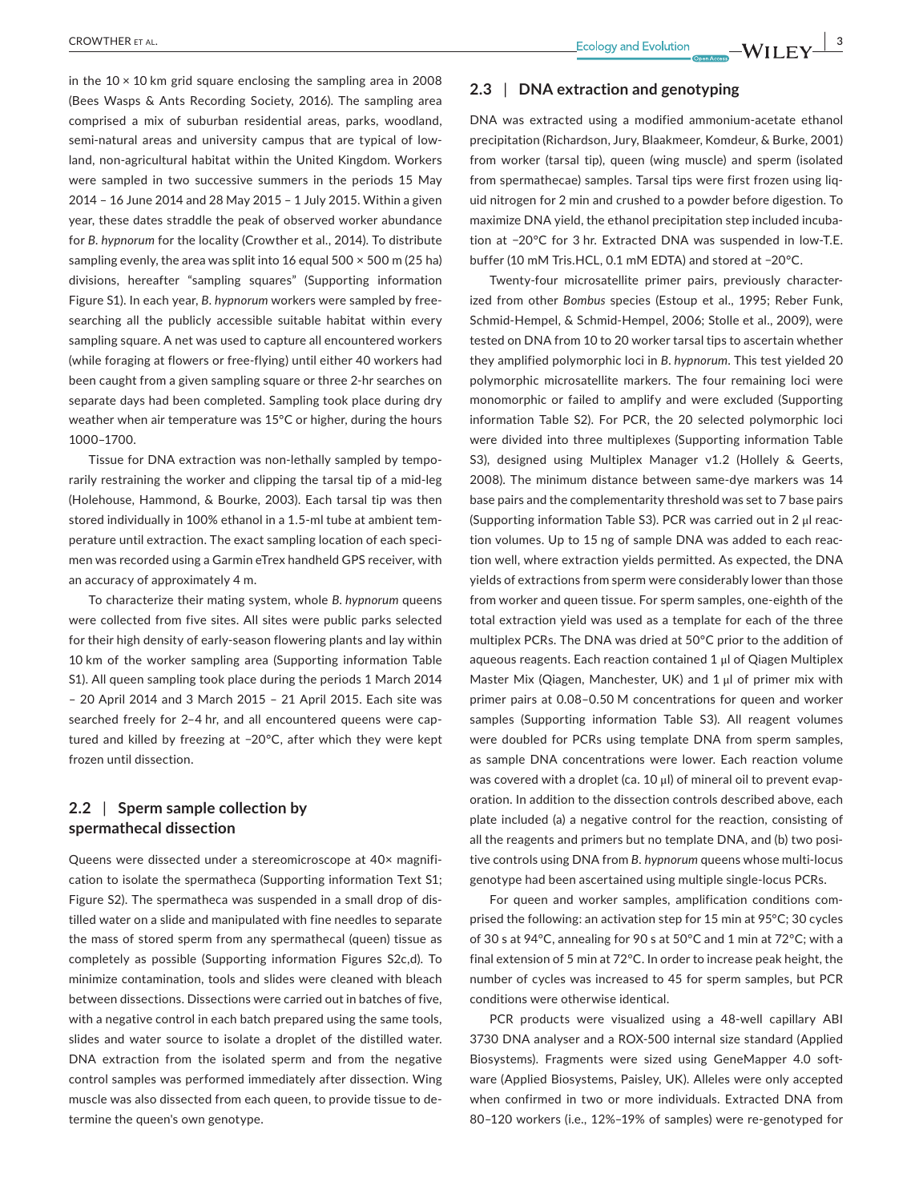in the 10 × 10 km grid square enclosing the sampling area in 2008 (Bees Wasps & Ants Recording Society, 2016). The sampling area comprised a mix of suburban residential areas, parks, woodland, semi-natural areas and university campus that are typical of low-land, non-agricultural habitat within the United Kingdom. Workers were sampled in two successive summers in the periods 15 May 2014 – 16 June 2014 and 28 May 2015 – 1 July 2015. Within a given year, these dates straddle the peak of observed worker abundance for *B. hypnorum* for the locality (Crowther et al., 2014). To distribute sampling evenly, the area was split into 16 equal 500 × 500 m (25 ha) divisions, hereafter "sampling squares" (Supporting information Figure S1). In each year, *B. hypnorum* workers were sampled by free-searching all the publicly accessible suitable habitat within every sampling square. A net was used to capture all encountered workers (while foraging at flowers or free-flying) until either 40 workers had been caught from a given sampling square or three 2-hr searches on separate days had been completed. Sampling took place during dry weather when air temperature was 15°C or higher, during the hours 1000–1700.

Tissue for DNA extraction was non-lethally sampled by temporarily restraining the worker and clipping the tarsal tip of a mid-leg (Holehouse, Hammond, & Bourke, 2003). Each tarsal tip was then stored individually in 100% ethanol in a 1.5-ml tube at ambient temperature until extraction. The exact sampling location of each specimen was recorded using a Garmin eTrex handheld GPS receiver, with an accuracy of approximately 4 m.

To characterize their mating system, whole *B. hypnorum* queens were collected from five sites. All sites were public parks selected for their high density of early-season flowering plants and lay within 10 km of the worker sampling area (Supporting information Table S1). All queen sampling took place during the periods 1 March 2014 – 20 April 2014 and 3 March 2015 – 21 April 2015. Each site was searched freely for 2–4 hr, and all encountered queens were captured and killed by freezing at −20°C, after which they were kept frozen until dissection.

## 2.2 | Sperm sample collection by spermathecal dissection

Queens were dissected under a stereomicroscope at 40× magnification to isolate the spermatheca (Supporting information Text S1; Figure S2). The spermatheca was suspended in a small drop of distilled water on a slide and manipulated with fine needles to separate the mass of stored sperm from any spermathecal (queen) tissue as completely as possible (Supporting information Figures S2c,d). To minimize contamination, tools and slides were cleaned with bleach between dissections. Dissections were carried out in batches of five, with a negative control in each batch prepared using the same tools, slides and water source to isolate a droplet of the distilled water. DNA extraction from the isolated sperm and from the negative control samples was performed immediately after dissection. Wing muscle was also dissected from each queen, to provide tissue to determine the queen's own genotype.

## 2.3 | DNA extraction and genotyping

DNA was extracted using a modified ammonium-acetate ethanol precipitation (Richardson, Jury, Blaakmeer, Komdeur, & Burke, 2001) from worker (tarsal tip), queen (wing muscle) and sperm (isolated from spermathecae) samples. Tarsal tips were first frozen using liquid nitrogen for 2 min and crushed to a powder before digestion. To maximize DNA yield, the ethanol precipitation step included incubation at −20°C for 3 hr. Extracted DNA was suspended in low-T.E. buffer (10 mM Tris.HCL, 0.1 mM EDTA) and stored at −20°C.

Twenty-four microsatellite primer pairs, previously characterized from other *Bombus* species (Estoup et al., 1995; Reber Funk, Schmid-Hempel, & Schmid-Hempel, 2006; Stolle et al., 2009), were tested on DNA from 10 to 20 worker tarsal tips to ascertain whether they amplified polymorphic loci in *B. hypnorum*. This test yielded 20 polymorphic microsatellite markers. The four remaining loci were monomorphic or failed to amplify and were excluded (Supporting information Table S2). For PCR, the 20 selected polymorphic loci were divided into three multiplexes (Supporting information Table S3), designed using Multiplex Manager v1.2 (Hollely & Geerts, 2008). The minimum distance between same-dye markers was 14 base pairs and the complementarity threshold was set to 7 base pairs (Supporting information Table S3). PCR was carried out in 2 μl reaction volumes. Up to 15 ng of sample DNA was added to each reaction well, where extraction yields permitted. As expected, the DNA yields of extractions from sperm were considerably lower than those from worker and queen tissue. For sperm samples, one-eighth of the total extraction yield was used as a template for each of the three multiplex PCRs. The DNA was dried at 50°C prior to the addition of aqueous reagents. Each reaction contained 1 μl of Qiagen Multiplex Master Mix (Qiagen, Manchester, UK) and 1 μl of primer mix with primer pairs at 0.08–0.50 M concentrations for queen and worker samples (Supporting information Table S3). All reagent volumes were doubled for PCRs using template DNA from sperm samples, as sample DNA concentrations were lower. Each reaction volume was covered with a droplet (ca. 10 μl) of mineral oil to prevent evaporation. In addition to the dissection controls described above, each plate included (a) a negative control for the reaction, consisting of all the reagents and primers but no template DNA, and (b) two positive controls using DNA from *B. hypnorum* queens whose multi-locus genotype had been ascertained using multiple single-locus PCRs.

For queen and worker samples, amplification conditions comprised the following: an activation step for 15 min at 95°C; 30 cycles of 30 s at 94°C, annealing for 90 s at 50°C and 1 min at 72°C; with a final extension of 5 min at 72°C. In order to increase peak height, the number of cycles was increased to 45 for sperm samples, but PCR conditions were otherwise identical.

PCR products were visualized using a 48-well capillary ABI 3730 DNA analyser and a ROX-500 internal size standard (Applied Biosystems). Fragments were sized using GeneMapper 4.0 software (Applied Biosystems, Paisley, UK). Alleles were only accepted when confirmed in two or more individuals. Extracted DNA from 80–120 workers (i.e., 12%–19% of samples) were re-genotyped for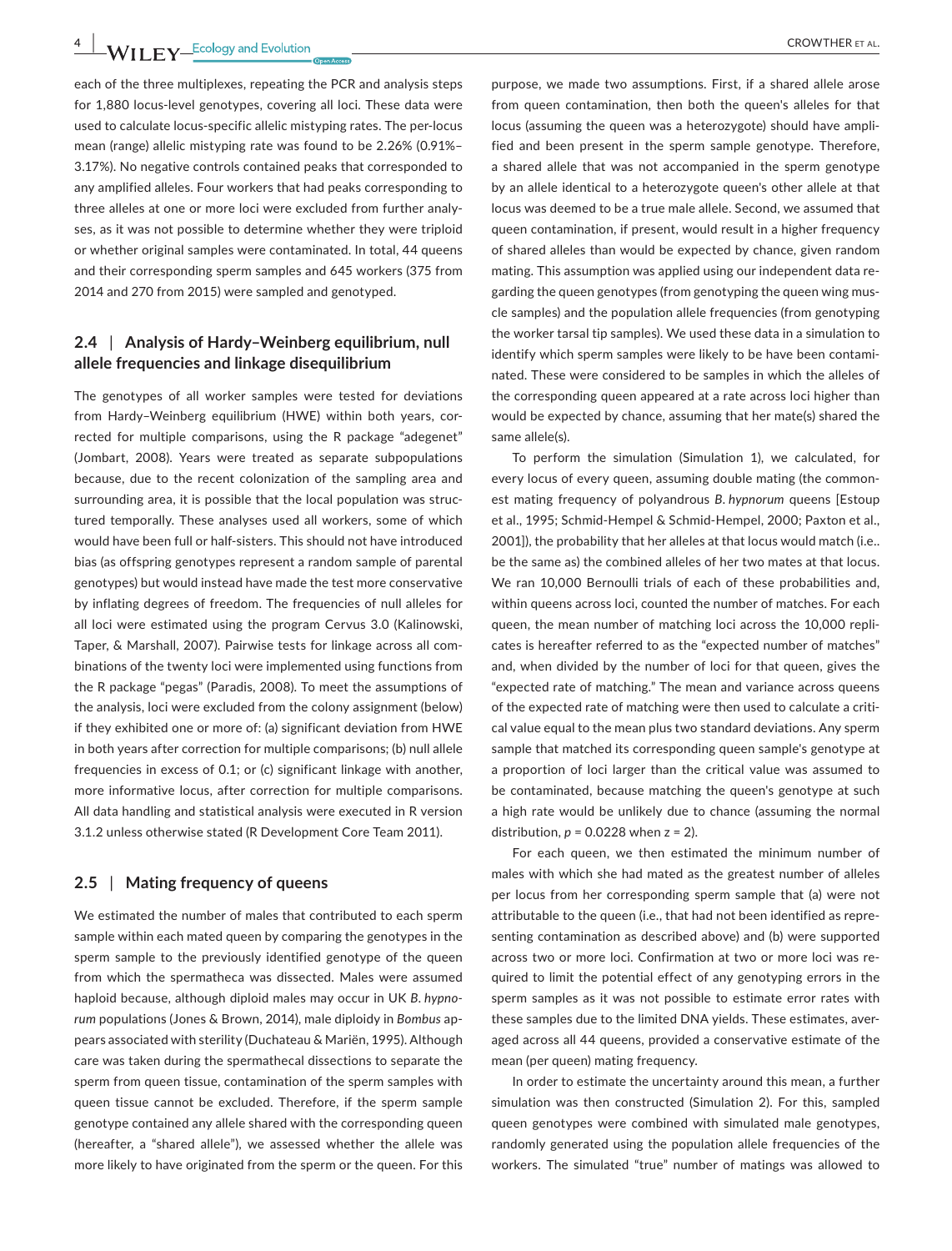each of the three multiplexes, repeating the PCR and analysis steps for 1,880 locus-level genotypes, covering all loci. These data were used to calculate locus-specific allelic mistyping rates. The per-locus mean (range) allelic mistyping rate was found to be 2.26% (0.91%–3.17%). No negative controls contained peaks that corresponded to any amplified alleles. Four workers that had peaks corresponding to three alleles at one or more loci were excluded from further analyses, as it was not possible to determine whether they were triploid or whether original samples were contaminated. In total, 44 queens and their corresponding sperm samples and 645 workers (375 from 2014 and 270 from 2015) were sampled and genotyped.

### 2.4 | Analysis of Hardy–Weinberg equilibrium, null allele frequencies and linkage disequilibrium

The genotypes of all worker samples were tested for deviations from Hardy–Weinberg equilibrium (HWE) within both years, corrected for multiple comparisons, using the R package "adegenet" (Jombart, 2008). Years were treated as separate subpopulations because, due to the recent colonization of the sampling area and surrounding area, it is possible that the local population was structured temporally. These analyses used all workers, some of which would have been full or half-sisters. This should not have introduced bias (as offspring genotypes represent a random sample of parental genotypes) but would instead have made the test more conservative by inflating degrees of freedom. The frequencies of null alleles for all loci were estimated using the program Cervus 3.0 (Kalinowski, Taper, & Marshall, 2007). Pairwise tests for linkage across all combinations of the twenty loci were implemented using functions from the R package "pegas" (Paradis, 2008). To meet the assumptions of the analysis, loci were excluded from the colony assignment (below) if they exhibited one or more of: (a) significant deviation from HWE in both years after correction for multiple comparisons; (b) null allele frequencies in excess of 0.1; or (c) significant linkage with another, more informative locus, after correction for multiple comparisons. All data handling and statistical analysis were executed in R version 3.1.2 unless otherwise stated (R Development Core Team 2011).

### 2.5 | Mating frequency of queens

We estimated the number of males that contributed to each sperm sample within each mated queen by comparing the genotypes in the sperm sample to the previously identified genotype of the queen from which the spermatheca was dissected. Males were assumed haploid because, although diploid males may occur in UK *B. hypnorum* populations (Jones & Brown, 2014), male diploidy in *Bombus* appears associated with sterility (Duchateau & Mariën, 1995). Although care was taken during the spermathecal dissections to separate the sperm from queen tissue, contamination of the sperm samples with queen tissue cannot be excluded. Therefore, if the sperm sample genotype contained any allele shared with the corresponding queen (hereafter, a "shared allele"), we assessed whether the allele was more likely to have originated from the sperm or the queen. For this purpose, we made two assumptions. First, if a shared allele arose from queen contamination, then both the queen's alleles for that locus (assuming the queen was a heterozygote) should have amplified and been present in the sperm sample genotype. Therefore, a shared allele that was not accompanied in the sperm genotype by an allele identical to a heterozygote queen's other allele at that locus was deemed to be a true male allele. Second, we assumed that queen contamination, if present, would result in a higher frequency of shared alleles than would be expected by chance, given random mating. This assumption was applied using our independent data regarding the queen genotypes (from genotyping the queen wing muscle samples) and the population allele frequencies (from genotyping the worker tarsal tip samples). We used these data in a simulation to identify which sperm samples were likely to be have been contaminated. These were considered to be samples in which the alleles of the corresponding queen appeared at a rate across loci higher than would be expected by chance, assuming that her mate(s) shared the same allele(s).

To perform the simulation (Simulation 1), we calculated, for every locus of every queen, assuming double mating (the commonest mating frequency of polyandrous *B. hypnorum* queens [Estoup et al., 1995; Schmid-Hempel & Schmid-Hempel, 2000; Paxton et al., 2001]), the probability that her alleles at that locus would match (i.e.. be the same as) the combined alleles of her two mates at that locus. We ran 10,000 Bernoulli trials of each of these probabilities and, within queens across loci, counted the number of matches. For each queen, the mean number of matching loci across the 10,000 replicates is hereafter referred to as the "expected number of matches" and, when divided by the number of loci for that queen, gives the "expected rate of matching." The mean and variance across queens of the expected rate of matching were then used to calculate a critical value equal to the mean plus two standard deviations. Any sperm sample that matched its corresponding queen sample's genotype at a proportion of loci larger than the critical value was assumed to be contaminated, because matching the queen's genotype at such a high rate would be unlikely due to chance (assuming the normal distribution, $p = 0.0228$ when $z = 2$).

For each queen, we then estimated the minimum number of males with which she had mated as the greatest number of alleles per locus from her corresponding sperm sample that (a) were not attributable to the queen (i.e., that had not been identified as representing contamination as described above) and (b) were supported across two or more loci. Confirmation at two or more loci was required to limit the potential effect of any genotyping errors in the sperm samples as it was not possible to estimate error rates with these samples due to the limited DNA yields. These estimates, averaged across all 44 queens, provided a conservative estimate of the mean (per queen) mating frequency.

In order to estimate the uncertainty around this mean, a further simulation was then constructed (Simulation 2). For this, sampled queen genotypes were combined with simulated male genotypes, randomly generated using the population allele frequencies of the workers. The simulated "true" number of matings was allowed to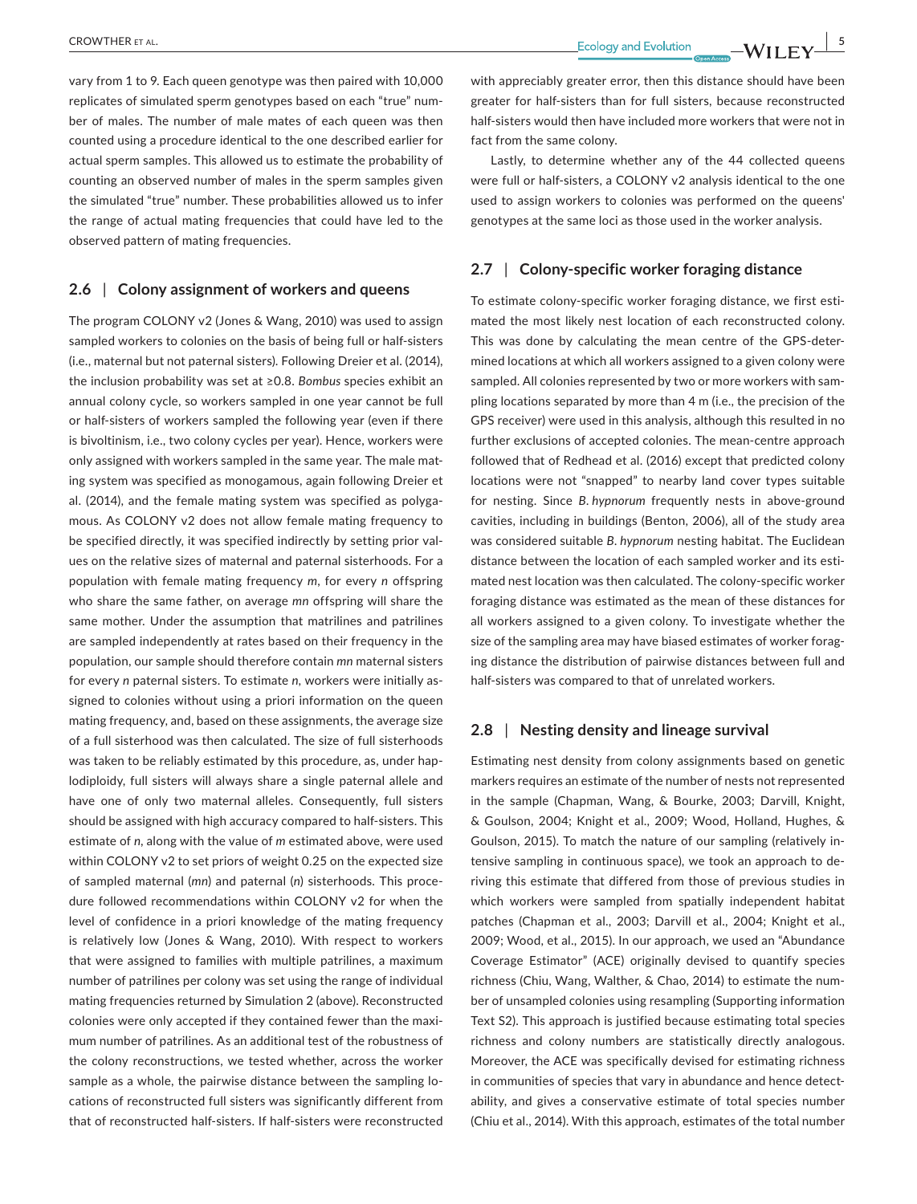vary from 1 to 9. Each queen genotype was then paired with 10,000 replicates of simulated sperm genotypes based on each "true" number of males. The number of male mates of each queen was then counted using a procedure identical to the one described earlier for actual sperm samples. This allowed us to estimate the probability of counting an observed number of males in the sperm samples given the simulated "true" number. These probabilities allowed us to infer the range of actual mating frequencies that could have led to the observed pattern of mating frequencies.

## 2.6 | Colony assignment of workers and queens

The program COLONY v2 (Jones & Wang, 2010) was used to assign sampled workers to colonies on the basis of being full or half-sisters (i.e., maternal but not paternal sisters). Following Dreier et al. (2014), the inclusion probability was set at ≥0.8. *Bombus* species exhibit an annual colony cycle, so workers sampled in one year cannot be full or half-sisters of workers sampled the following year (even if there is bivoltinism, i.e., two colony cycles per year). Hence, workers were only assigned with workers sampled in the same year. The male mating system was specified as monogamous, again following Dreier et al. (2014), and the female mating system was specified as polygamous. As COLONY v2 does not allow female mating frequency to be specified directly, it was specified indirectly by setting prior values on the relative sizes of maternal and paternal sisterhoods. For a population with female mating frequency $m$, for every $n$ offspring who share the same father, on average $mn$ offspring will share the same mother. Under the assumption that matrilines and patrilines are sampled independently at rates based on their frequency in the population, our sample should therefore contain $mn$ maternal sisters for every $n$ paternal sisters. To estimate $n$, workers were initially assigned to colonies without using a priori information on the queen mating frequency, and, based on these assignments, the average size of a full sisterhood was then calculated. The size of full sisterhoods was taken to be reliably estimated by this procedure, as, under haplodiploidy, full sisters will always share a single paternal allele and have one of only two maternal alleles. Consequently, full sisters should be assigned with high accuracy compared to half-sisters. This estimate of $n$, along with the value of $m$ estimated above, were used within COLONY v2 to set priors of weight 0.25 on the expected size of sampled maternal ($mn$) and paternal ($n$) sisterhoods. This procedure followed recommendations within COLONY v2 for when the level of confidence in a priori knowledge of the mating frequency is relatively low (Jones & Wang, 2010). With respect to workers that were assigned to families with multiple patrilines, a maximum number of patrilines per colony was set using the range of individual mating frequencies returned by Simulation 2 (above). Reconstructed colonies were only accepted if they contained fewer than the maximum number of patrilines. As an additional test of the robustness of the colony reconstructions, we tested whether, across the worker sample as a whole, the pairwise distance between the sampling locations of reconstructed full sisters was significantly different from that of reconstructed half-sisters. If half-sisters were reconstructed with appreciably greater error, then this distance should have been greater for half-sisters than for full sisters, because reconstructed half-sisters would then have included more workers that were not in fact from the same colony.

Lastly, to determine whether any of the 44 collected queens were full or half-sisters, a COLONY v2 analysis identical to the one used to assign workers to colonies was performed on the queens' genotypes at the same loci as those used in the worker analysis.

## 2.7 | Colony-specific worker foraging distance

To estimate colony-specific worker foraging distance, we first estimated the most likely nest location of each reconstructed colony. This was done by calculating the mean centre of the GPS-determined locations at which all workers assigned to a given colony were sampled. All colonies represented by two or more workers with sampling locations separated by more than 4 m (i.e., the precision of the GPS receiver) were used in this analysis, although this resulted in no further exclusions of accepted colonies. The mean-centre approach followed that of Redhead et al. (2016) except that predicted colony locations were not "snapped" to nearby land cover types suitable for nesting. Since *B. hypnorum* frequently nests in above-ground cavities, including in buildings (Benton, 2006), all of the study area was considered suitable *B. hypnorum* nesting habitat. The Euclidean distance between the location of each sampled worker and its estimated nest location was then calculated. The colony-specific worker foraging distance was estimated as the mean of these distances for all workers assigned to a given colony. To investigate whether the size of the sampling area may have biased estimates of worker foraging distance the distribution of pairwise distances between full and half-sisters was compared to that of unrelated workers.

## 2.8 | Nesting density and lineage survival

Estimating nest density from colony assignments based on genetic markers requires an estimate of the number of nests not represented in the sample (Chapman, Wang, & Bourke, 2003; Darvill, Knight, & Goulson, 2004; Knight et al., 2009; Wood, Holland, Hughes, & Goulson, 2015). To match the nature of our sampling (relatively intensive sampling in continuous space), we took an approach to deriving this estimate that differed from those of previous studies in which workers were sampled from spatially independent habitat patches (Chapman et al., 2003; Darvill et al., 2004; Knight et al., 2009; Wood, et al., 2015). In our approach, we used an "Abundance Coverage Estimator" (ACE) originally devised to quantify species richness (Chiu, Wang, Walther, & Chao, 2014) to estimate the number of unsampled colonies using resampling (Supporting information Text S2). This approach is justified because estimating total species richness and colony numbers are statistically directly analogous. Moreover, the ACE was specifically devised for estimating richness in communities of species that vary in abundance and hence detectability, and gives a conservative estimate of total species number (Chiu et al., 2014). With this approach, estimates of the total number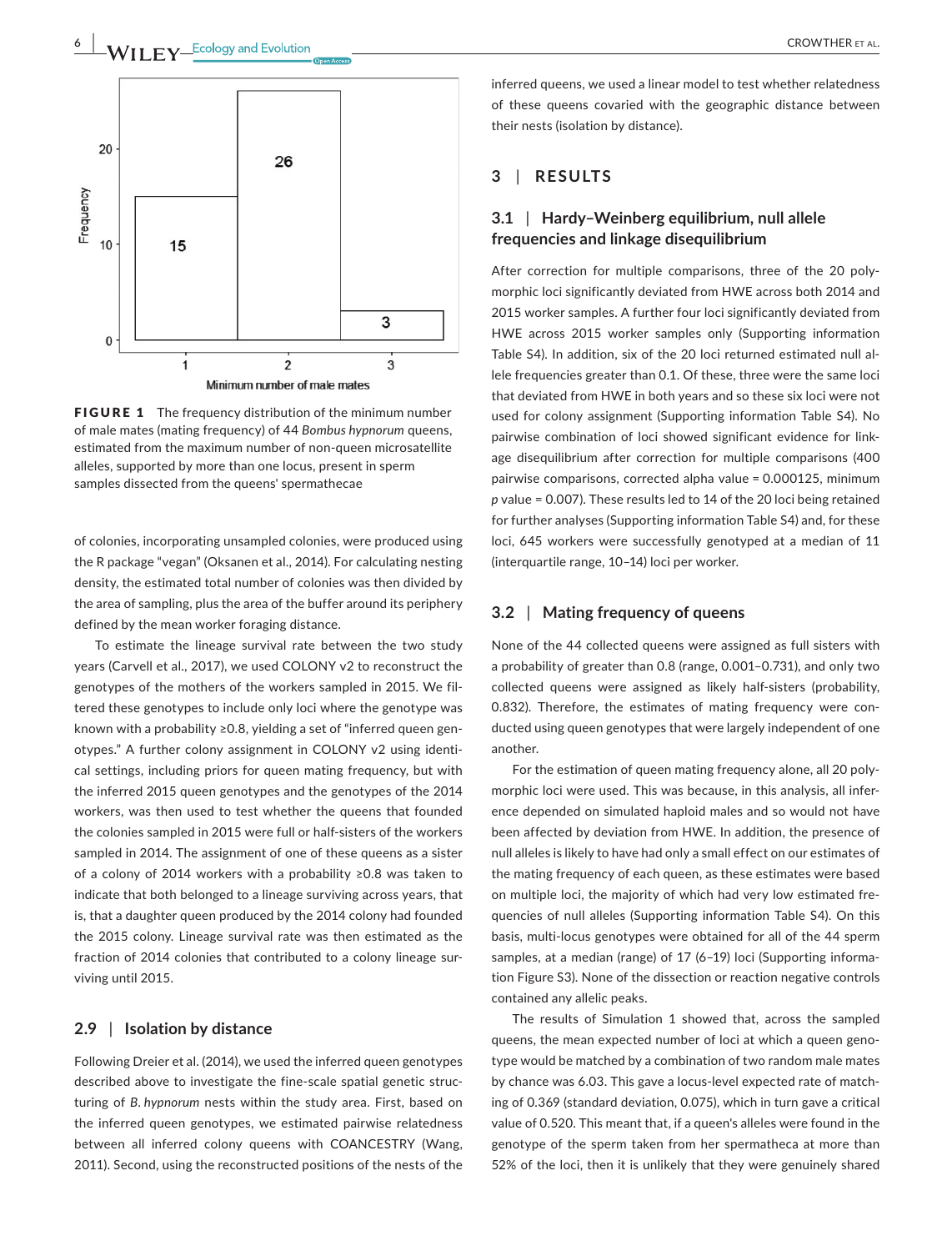FIGURE 1 The frequency distribution of the minimum number of male mates (mating frequency) of 44 *Bombus hypnorum* queens, estimated from the maximum number of non-queen microsatellite alleles, supported by more than one locus, present in sperm samples dissected from the queens' spermathecae

of colonies, incorporating unsampled colonies, were produced using the R package "vegan" (Oksanen et al., 2014). For calculating nesting density, the estimated total number of colonies was then divided by the area of sampling, plus the area of the buffer around its periphery defined by the mean worker foraging distance.

To estimate the lineage survival rate between the two study years (Carvell et al., 2017), we used COLONY v2 to reconstruct the genotypes of the mothers of the workers sampled in 2015. We filtered these genotypes to include only loci where the genotype was known with a probability ≥0.8, yielding a set of "inferred queen genotypes." A further colony assignment in COLONY v2 using identical settings, including priors for queen mating frequency, but with the inferred 2015 queen genotypes and the genotypes of the 2014 workers, was then used to test whether the queens that founded the colonies sampled in 2015 were full or half-sisters of the workers sampled in 2014. The assignment of one of these queens as a sister of a colony of 2014 workers with a probability ≥0.8 was taken to indicate that both belonged to a lineage surviving across years, that is, that a daughter queen produced by the 2014 colony had founded the 2015 colony. Lineage survival rate was then estimated as the fraction of 2014 colonies that contributed to a colony lineage surviving until 2015.

### 2.9 | Isolation by distance

Following Dreier et al. (2014), we used the inferred queen genotypes described above to investigate the fine-scale spatial genetic structuring of *B. hypnorum* nests within the study area. First, based on the inferred queen genotypes, we estimated pairwise relatedness between all inferred colony queens with COANCESTRY (Wang, 2011). Second, using the reconstructed positions of the nests of the inferred queens, we used a linear model to test whether relatedness of these queens covaried with the geographic distance between their nests (isolation by distance).

## 3 | RESULTS

### 3.1 | Hardy–Weinberg equilibrium, null allele frequencies and linkage disequilibrium

After correction for multiple comparisons, three of the 20 polymorphic loci significantly deviated from HWE across both 2014 and 2015 worker samples. A further four loci significantly deviated from HWE across 2015 worker samples only (Supporting information Table S4). In addition, six of the 20 loci returned estimated null allele frequencies greater than 0.1. Of these, three were the same loci that deviated from HWE in both years and so these six loci were not used for colony assignment (Supporting information Table S4). No pairwise combination of loci showed significant evidence for linkage disequilibrium after correction for multiple comparisons (400 pairwise comparisons, corrected alpha value = 0.000125, minimum $p$ value = 0.007). These results led to 14 of the 20 loci being retained for further analyses (Supporting information Table S4) and, for these loci, 645 workers were successfully genotyped at a median of 11 (interquartile range, 10–14) loci per worker.

### 3.2 | Mating frequency of queens

None of the 44 collected queens were assigned as full sisters with a probability of greater than 0.8 (range, 0.001–0.731), and only two collected queens were assigned as likely half-sisters (probability, 0.832). Therefore, the estimates of mating frequency were conducted using queen genotypes that were largely independent of one another.

For the estimation of queen mating frequency alone, all 20 polymorphic loci were used. This was because, in this analysis, all inference depended on simulated haploid males and so would not have been affected by deviation from HWE. In addition, the presence of null alleles is likely to have had only a small effect on our estimates of the mating frequency of each queen, as these estimates were based on multiple loci, the majority of which had very low estimated frequencies of null alleles (Supporting information Table S4). On this basis, multi-locus genotypes were obtained for all of the 44 sperm samples, at a median (range) of 17 (6–19) loci (Supporting information Figure S3). None of the dissection or reaction negative controls contained any allelic peaks.

The results of Simulation 1 showed that, across the sampled queens, the mean expected number of loci at which a queen genotype would be matched by a combination of two random male mates by chance was 6.03. This gave a locus-level expected rate of matching of 0.369 (standard deviation, 0.075), which in turn gave a critical value of 0.520. This meant that, if a queen's alleles were found in the genotype of the sperm taken from her spermatheca at more than 52% of the loci, then it is unlikely that they were genuinely shared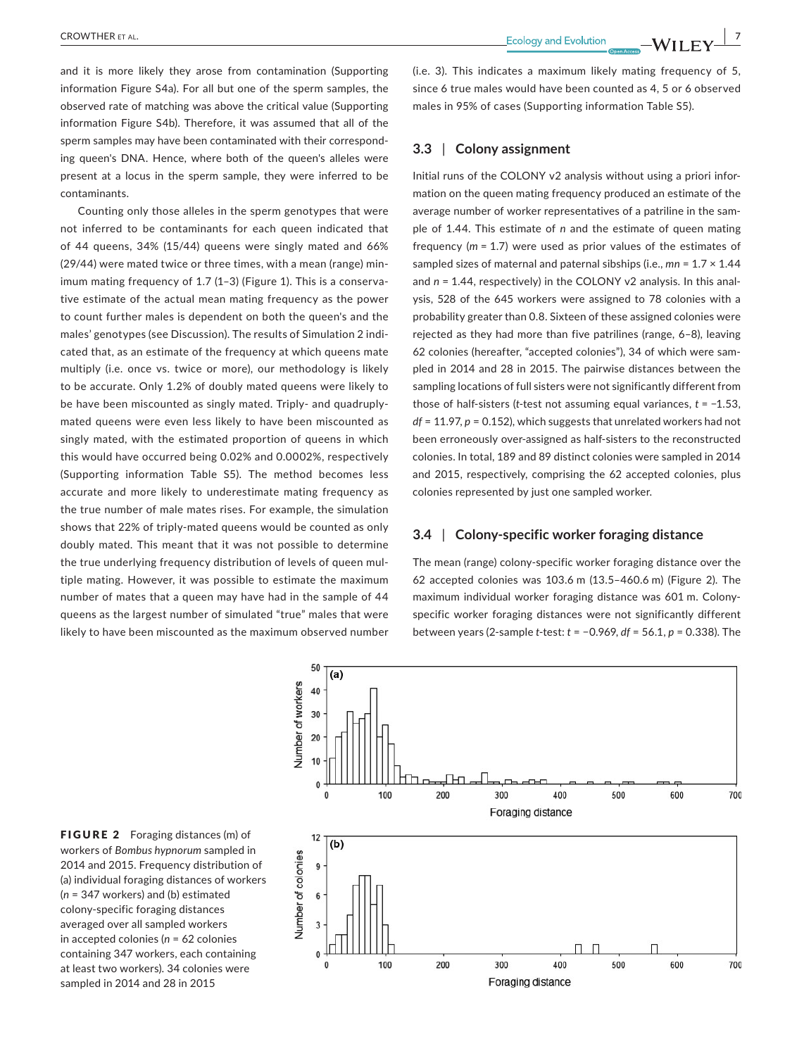and it is more likely they arose from contamination (Supporting information Figure S4a). For all but one of the sperm samples, the observed rate of matching was above the critical value (Supporting information Figure S4b). Therefore, it was assumed that all of the sperm samples may have been contaminated with their corresponding queen's DNA. Hence, where both of the queen's alleles were present at a locus in the sperm sample, they were inferred to be contaminants.

Counting only those alleles in the sperm genotypes that were not inferred to be contaminants for each queen indicated that of 44 queens, 34% (15/44) queens were singly mated and 66% (29/44) were mated twice or three times, with a mean (range) minimum mating frequency of 1.7 (1–3) (Figure 1). This is a conservative estimate of the actual mean mating frequency as the power to count further males is dependent on both the queen's and the males' genotypes (see Discussion). The results of Simulation 2 indicated that, as an estimate of the frequency at which queens mate multiply (i.e. once vs. twice or more), our methodology is likely to be accurate. Only 1.2% of doubly mated queens were likely to be have been miscounted as singly mated. Triply- and quadruply-mated queens were even less likely to have been miscounted as singly mated, with the estimated proportion of queens in which this would have occurred being 0.02% and 0.0002%, respectively (Supporting information Table S5). The method becomes less accurate and more likely to underestimate mating frequency as the true number of male mates rises. For example, the simulation shows that 22% of triply-mated queens would be counted as only doubly mated. This meant that it was not possible to determine the true underlying frequency distribution of levels of queen multiple mating. However, it was possible to estimate the maximum number of mates that a queen may have had in the sample of 44 queens as the largest number of simulated "true" males that were likely to have been miscounted as the maximum observed number (i.e. 3). This indicates a maximum likely mating frequency of 5, since 6 true males would have been counted as 4, 5 or 6 observed males in 95% of cases (Supporting information Table S5).

### 3.3 | Colony assignment

Initial runs of the COLONY v2 analysis without using a priori information on the queen mating frequency produced an estimate of the average number of worker representatives of a patriline in the sample of 1.44. This estimate of $n$ and the estimate of queen mating frequency ($m = 1.7$) were used as prior values of the estimates of sampled sizes of maternal and paternal sibships (i.e., $mn = 1.7 \times 1.44$ and $n = 1.44$, respectively) in the COLONY v2 analysis. In this analysis, 528 of the 645 workers were assigned to 78 colonies with a probability greater than 0.8. Sixteen of these assigned colonies were rejected as they had more than five patrilines (range, 6–8), leaving 62 colonies (hereafter, "accepted colonies"), 34 of which were sampled in 2014 and 28 in 2015. The pairwise distances between the sampling locations of full sisters were not significantly different from those of half-sisters ($t$-test not assuming equal variances, $t = -1.53$, $df = 11.97$, $p = 0.152$), which suggests that unrelated workers had not been erroneously over-assigned as half-sisters to the reconstructed colonies. In total, 189 and 89 distinct colonies were sampled in 2014 and 2015, respectively, comprising the 62 accepted colonies, plus colonies represented by just one sampled worker.

### 3.4 | Colony-specific worker foraging distance

The mean (range) colony-specific worker foraging distance over the 62 accepted colonies was 103.6 m (13.5–460.6 m) (Figure 2). The maximum individual worker foraging distance was 601 m. Colony-specific worker foraging distances were not significantly different between years (2-sample $t$-test: $t = -0.969$, $df = 56.1$, $p = 0.338$). The

**FIGURE 2** Foraging distances (m) of workers of *Bombus hypnorum* sampled in 2014 and 2015. Frequency distribution of (a) individual foraging distances of workers ($n = 347$ workers) and (b) estimated colony-specific foraging distances averaged over all sampled workers in accepted colonies ($n = 62$ colonies containing 347 workers, each containing at least two workers). 34 colonies were sampled in 2014 and 28 in 2015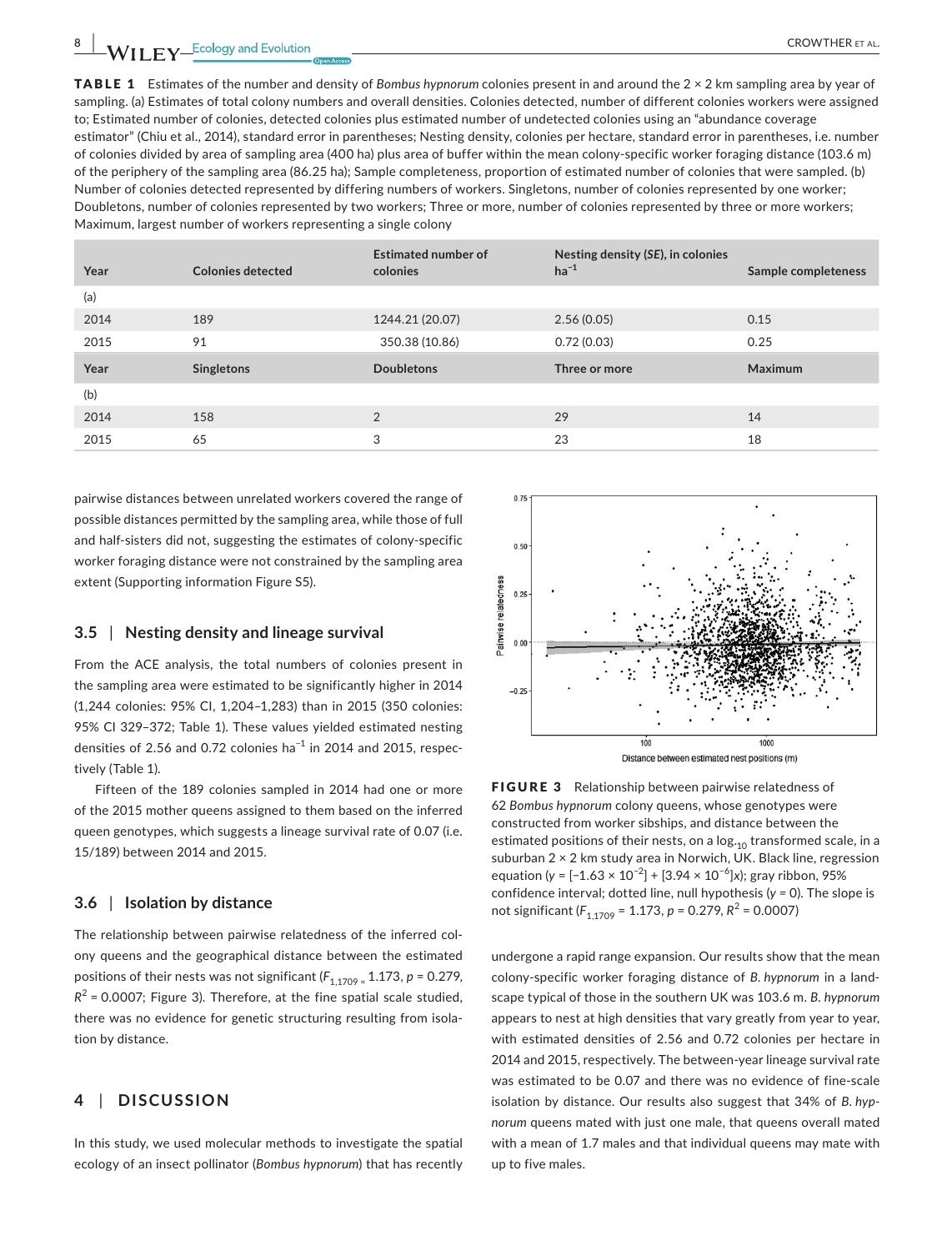**TABLE 1** Estimates of the number and density of *Bombus hypnorum* colonies present in and around the 2 × 2 km sampling area by year of sampling. (a) Estimates of total colony numbers and overall densities. Colonies detected, number of different colonies workers were assigned to; Estimated number of colonies, detected colonies plus estimated number of undetected colonies using an "abundance coverage estimator" (Chiu et al., 2014), standard error in parentheses; Nesting density, colonies per hectare, standard error in parentheses, i.e. number of colonies divided by area of sampling area (400 ha) plus area of buffer within the mean colony-specific worker foraging distance (103.6 m) of the periphery of the sampling area (86.25 ha); Sample completeness, proportion of estimated number of colonies that were sampled. (b) Number of colonies detected represented by differing numbers of workers. Singletons, number of colonies represented by one worker; Doubletons, number of colonies represented by two workers; Three or more, number of colonies represented by three or more workers; Maximum, largest number of workers representing a single colony

| Year | Colonies detected | Estimated number of colonies | Nesting density (*SE*), in colonies $ha^{-1}$ | Sample completeness |
|---|---|---|---|---|
| (a) | | | | |
| 2014 | 189 | 1244.21 (20.07) | 2.56 (0.05) | 0.15 |
| 2015 | 91 | 350.38 (10.86) | 0.72 (0.03) | 0.25 |
| **Year** | **Singletons** | **Doubletons** | **Three or more** | **Maximum** |
| (b) | | | | |
| 2014 | 158 | 2 | 29 | 14 |
| 2015 | 65 | 3 | 23 | 18 |

pairwise distances between unrelated workers covered the range of possible distances permitted by the sampling area, while those of full and half-sisters did not, suggesting the estimates of colony-specific worker foraging distance were not constrained by the sampling area extent (Supporting information Figure S5).

### 3.5 | Nesting density and lineage survival

From the ACE analysis, the total numbers of colonies present in the sampling area were estimated to be significantly higher in 2014 (1,244 colonies: 95% CI, 1,204–1,283) than in 2015 (350 colonies: 95% CI 329–372; Table 1). These values yielded estimated nesting densities of 2.56 and 0.72 colonies $ha^{-1}$ in 2014 and 2015, respectively (Table 1).

Fifteen of the 189 colonies sampled in 2014 had one or more of the 2015 mother queens assigned to them based on the inferred queen genotypes, which suggests a lineage survival rate of 0.07 (i.e. 15/189) between 2014 and 2015.

### 3.6 | Isolation by distance

The relationship between pairwise relatedness of the inferred colony queens and the geographical distance between the estimated positions of their nests was not significant ($F_{1,1709}$ = 1.173, $p$ = 0.279, $R^2$ = 0.0007; Figure 3). Therefore, at the fine spatial scale studied, there was no evidence for genetic structuring resulting from isolation by distance.

**FIGURE 3** Relationship between pairwise relatedness of 62 *Bombus hypnorum* colony queens, whose genotypes were constructed from worker sibships, and distance between the estimated positions of their nests, on a $\log_{10}$ transformed scale, in a suburban 2 × 2 km study area in Norwich, UK. Black line, regression equation ($y = [-1.63 \times 10^{-2}] + [3.94 \times 10^{-6}]x$); gray ribbon, 95% confidence interval; dotted line, null hypothesis ($y = 0$). The slope is not significant ($F_{1,1709}$ = 1.173, $p$ = 0.279, $R^2$ = 0.0007)

## 4 | DISCUSSION

In this study, we used molecular methods to investigate the spatial ecology of an insect pollinator (*Bombus hypnorum*) that has recently undergone a rapid range expansion. Our results show that the mean colony-specific worker foraging distance of *B. hypnorum* in a landscape typical of those in the southern UK was 103.6 m. *B. hypnorum* appears to nest at high densities that vary greatly from year to year, with estimated densities of 2.56 and 0.72 colonies per hectare in 2014 and 2015, respectively. The between-year lineage survival rate was estimated to be 0.07 and there was no evidence of fine-scale isolation by distance. Our results also suggest that 34% of *B. hypnorum* queens mated with just one male, that queens overall mated with a mean of 1.7 males and that individual queens may mate with up to five males.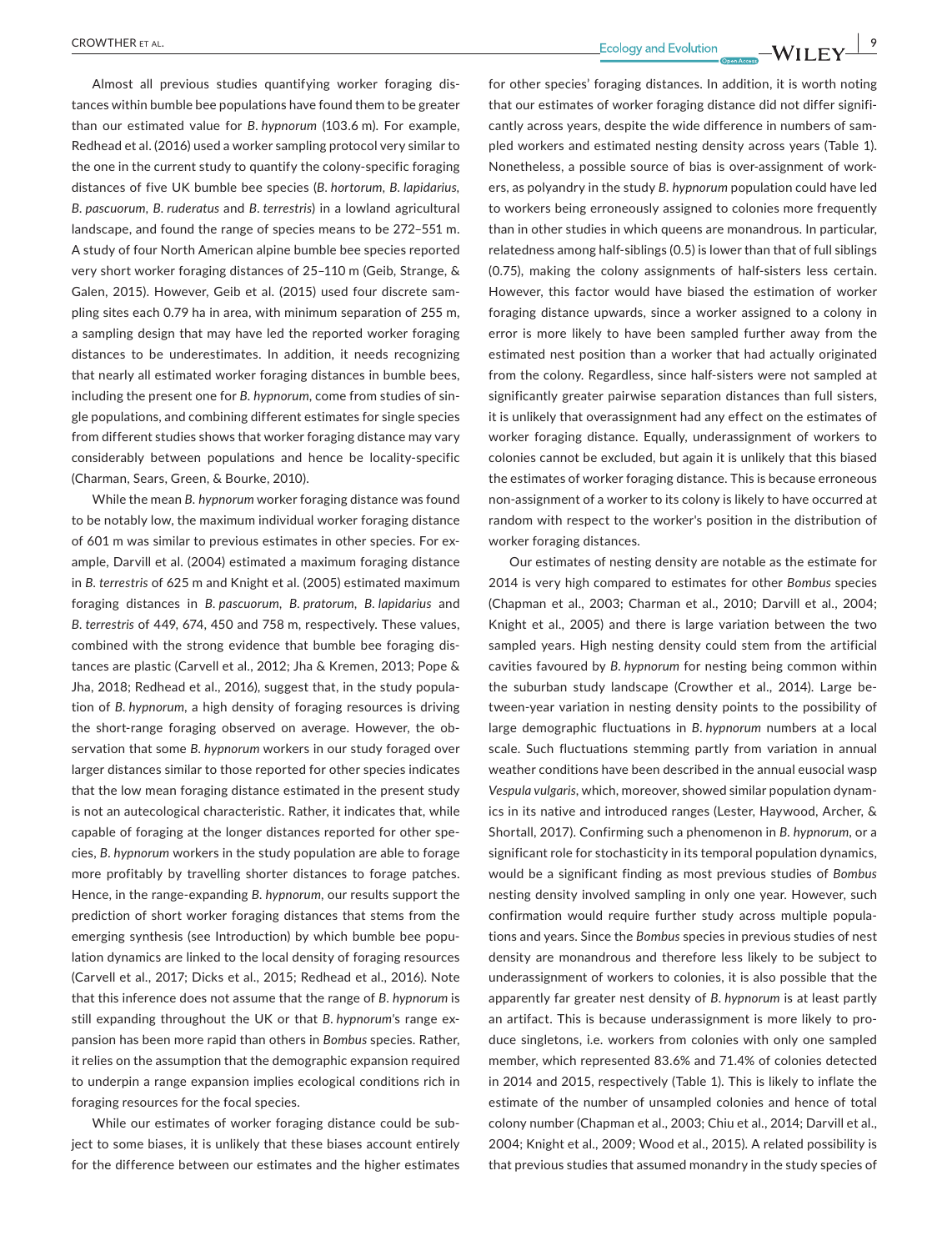Almost all previous studies quantifying worker foraging distances within bumble bee populations have found them to be greater than our estimated value for *B. hypnorum* (103.6 m). For example, Redhead et al. (2016) used a worker sampling protocol very similar to the one in the current study to quantify the colony-specific foraging distances of five UK bumble bee species (*B. hortorum*, *B. lapidarius*, *B. pascuorum*, *B. ruderatus* and *B. terrestris*) in a lowland agricultural landscape, and found the range of species means to be 272–551 m. A study of four North American alpine bumble bee species reported very short worker foraging distances of 25–110 m (Geib, Strange, & Galen, 2015). However, Geib et al. (2015) used four discrete sampling sites each 0.79 ha in area, with minimum separation of 255 m, a sampling design that may have led the reported worker foraging distances to be underestimates. In addition, it needs recognizing that nearly all estimated worker foraging distances in bumble bees, including the present one for *B. hypnorum*, come from studies of single populations, and combining different estimates for single species from different studies shows that worker foraging distance may vary considerably between populations and hence be locality-specific (Charman, Sears, Green, & Bourke, 2010).

While the mean *B. hypnorum* worker foraging distance was found to be notably low, the maximum individual worker foraging distance of 601 m was similar to previous estimates in other species. For example, Darvill et al. (2004) estimated a maximum foraging distance in *B. terrestris* of 625 m and Knight et al. (2005) estimated maximum foraging distances in *B. pascuorum*, *B. pratorum*, *B. lapidarius* and *B. terrestris* of 449, 674, 450 and 758 m, respectively. These values, combined with the strong evidence that bumble bee foraging distances are plastic (Carvell et al., 2012; Jha & Kremen, 2013; Pope & Jha, 2018; Redhead et al., 2016), suggest that, in the study population of *B. hypnorum*, a high density of foraging resources is driving the short-range foraging observed on average. However, the observation that some *B. hypnorum* workers in our study foraged over larger distances similar to those reported for other species indicates that the low mean foraging distance estimated in the present study is not an autecological characteristic. Rather, it indicates that, while capable of foraging at the longer distances reported for other species, *B. hypnorum* workers in the study population are able to forage more profitably by travelling shorter distances to forage patches. Hence, in the range-expanding *B. hypnorum*, our results support the prediction of short worker foraging distances that stems from the emerging synthesis (see Introduction) by which bumble bee population dynamics are linked to the local density of foraging resources (Carvell et al., 2017; Dicks et al., 2015; Redhead et al., 2016). Note that this inference does not assume that the range of *B. hypnorum* is still expanding throughout the UK or that *B. hypnorum*'s range expansion has been more rapid than others in *Bombus* species. Rather, it relies on the assumption that the demographic expansion required to underpin a range expansion implies ecological conditions rich in foraging resources for the focal species.

While our estimates of worker foraging distance could be subject to some biases, it is unlikely that these biases account entirely for the difference between our estimates and the higher estimates for other species' foraging distances. In addition, it is worth noting that our estimates of worker foraging distance did not differ significantly across years, despite the wide difference in numbers of sampled workers and estimated nesting density across years (Table 1). Nonetheless, a possible source of bias is over-assignment of workers, as polyandry in the study *B. hypnorum* population could have led to workers being erroneously assigned to colonies more frequently than in other studies in which queens are monandrous. In particular, relatedness among half-siblings (0.5) is lower than that of full siblings (0.75), making the colony assignments of half-sisters less certain. However, this factor would have biased the estimation of worker foraging distance upwards, since a worker assigned to a colony in error is more likely to have been sampled further away from the estimated nest position than a worker that had actually originated from the colony. Regardless, since half-sisters were not sampled at significantly greater pairwise separation distances than full sisters, it is unlikely that overassignment had any effect on the estimates of worker foraging distance. Equally, underassignment of workers to colonies cannot be excluded, but again it is unlikely that this biased the estimates of worker foraging distance. This is because erroneous non-assignment of a worker to its colony is likely to have occurred at random with respect to the worker's position in the distribution of worker foraging distances.

Our estimates of nesting density are notable as the estimate for 2014 is very high compared to estimates for other *Bombus* species (Chapman et al., 2003; Charman et al., 2010; Darvill et al., 2004; Knight et al., 2005) and there is large variation between the two sampled years. High nesting density could stem from the artificial cavities favoured by *B. hypnorum* for nesting being common within the suburban study landscape (Crowther et al., 2014). Large between-year variation in nesting density points to the possibility of large demographic fluctuations in *B. hypnorum* numbers at a local scale. Such fluctuations stemming partly from variation in annual weather conditions have been described in the annual eusocial wasp *Vespula vulgaris*, which, moreover, showed similar population dynamics in its native and introduced ranges (Lester, Haywood, Archer, & Shortall, 2017). Confirming such a phenomenon in *B. hypnorum*, or a significant role for stochasticity in its temporal population dynamics, would be a significant finding as most previous studies of *Bombus* nesting density involved sampling in only one year. However, such confirmation would require further study across multiple populations and years. Since the *Bombus* species in previous studies of nest density are monandrous and therefore less likely to be subject to underassignment of workers to colonies, it is also possible that the apparently far greater nest density of *B. hypnorum* is at least partly an artifact. This is because underassignment is more likely to produce singletons, i.e. workers from colonies with only one sampled member, which represented 83.6% and 71.4% of colonies detected in 2014 and 2015, respectively (Table 1). This is likely to inflate the estimate of the number of unsampled colonies and hence of total colony number (Chapman et al., 2003; Chiu et al., 2014; Darvill et al., 2004; Knight et al., 2009; Wood et al., 2015). A related possibility is that previous studies that assumed monandry in the study species of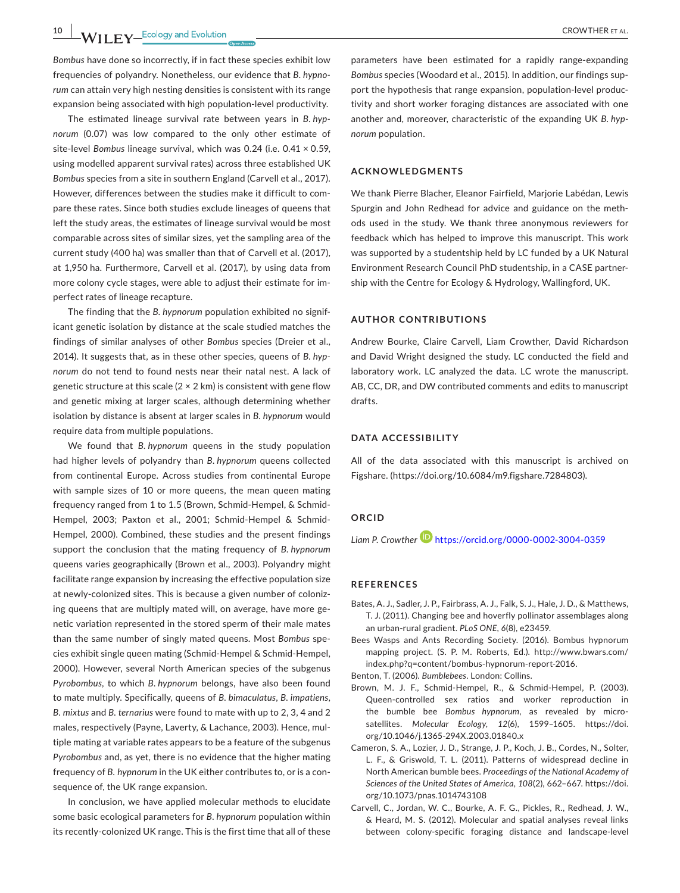*Bombus* have done so incorrectly, if in fact these species exhibit low frequencies of polyandry. Nonetheless, our evidence that *B. hypnorum* can attain very high nesting densities is consistent with its range expansion being associated with high population-level productivity.

The estimated lineage survival rate between years in *B. hypnorum* (0.07) was low compared to the only other estimate of site-level *Bombus* lineage survival, which was 0.24 (i.e. 0.41 × 0.59, using modelled apparent survival rates) across three established UK *Bombus* species from a site in southern England (Carvell et al., 2017). However, differences between the studies make it difficult to compare these rates. Since both studies exclude lineages of queens that left the study areas, the estimates of lineage survival would be most comparable across sites of similar sizes, yet the sampling area of the current study (400 ha) was smaller than that of Carvell et al. (2017), at 1,950 ha. Furthermore, Carvell et al. (2017), by using data from more colony cycle stages, were able to adjust their estimate for imperfect rates of lineage recapture.

The finding that the *B. hypnorum* population exhibited no significant genetic isolation by distance at the scale studied matches the findings of similar analyses of other *Bombus* species (Dreier et al., 2014). It suggests that, as in these other species, queens of *B. hypnorum* do not tend to found nests near their natal nest. A lack of genetic structure at this scale (2 × 2 km) is consistent with gene flow and genetic mixing at larger scales, although determining whether isolation by distance is absent at larger scales in *B. hypnorum* would require data from multiple populations.

We found that *B. hypnorum* queens in the study population had higher levels of polyandry than *B. hypnorum* queens collected from continental Europe. Across studies from continental Europe with sample sizes of 10 or more queens, the mean queen mating frequency ranged from 1 to 1.5 (Brown, Schmid-Hempel, & Schmid-Hempel, 2003; Paxton et al., 2001; Schmid-Hempel & Schmid-Hempel, 2000). Combined, these studies and the present findings support the conclusion that the mating frequency of *B. hypnorum* queens varies geographically (Brown et al., 2003). Polyandry might facilitate range expansion by increasing the effective population size at newly-colonized sites. This is because a given number of colonizing queens that are multiply mated will, on average, have more genetic variation represented in the stored sperm of their male mates than the same number of singly mated queens. Most *Bombus* species exhibit single queen mating (Schmid-Hempel & Schmid-Hempel, 2000). However, several North American species of the subgenus *Pyrobombus*, to which *B. hypnorum* belongs, have also been found to mate multiply. Specifically, queens of *B. bimaculatus*, *B. impatiens*, *B. mixtus* and *B. ternarius* were found to mate with up to 2, 3, 4 and 2 males, respectively (Payne, Laverty, & Lachance, 2003). Hence, multiple mating at variable rates appears to be a feature of the subgenus *Pyrobombus* and, as yet, there is no evidence that the higher mating frequency of *B. hypnorum* in the UK either contributes to, or is a consequence of, the UK range expansion.

In conclusion, we have applied molecular methods to elucidate some basic ecological parameters for *B. hypnorum* population within its recently-colonized UK range. This is the first time that all of these parameters have been estimated for a rapidly range-expanding *Bombus* species (Woodard et al., 2015). In addition, our findings support the hypothesis that range expansion, population-level productivity and short worker foraging distances are associated with one another and, moreover, characteristic of the expanding UK *B. hypnorum* population.

## ACKNOWLEDGMENTS

We thank Pierre Blacher, Eleanor Fairfield, Marjorie Labédan, Lewis Spurgin and John Redhead for advice and guidance on the methods used in the study. We thank three anonymous reviewers for feedback which has helped to improve this manuscript. This work was supported by a studentship held by LC funded by a UK Natural Environment Research Council PhD studentship, in a CASE partnership with the Centre for Ecology & Hydrology, Wallingford, UK.

## AUTHOR CONTRIBUTIONS

Andrew Bourke, Claire Carvell, Liam Crowther, David Richardson and David Wright designed the study. LC conducted the field and laboratory work. LC analyzed the data. LC wrote the manuscript. AB, CC, DR, and DW contributed comments and edits to manuscript drafts.

## DATA ACCESSIBILITY

All of the data associated with this manuscript is archived on Figshare. (https://doi.org/10.6084/m9.figshare.7284803).

## ORCID

*Liam P. Crowther* https://orcid.org/0000-0002-3004-0359

## REFERENCES

Bates, A. J., Sadler, J. P., Fairbrass, A. J., Falk, S. J., Hale, J. D., & Matthews, T. J. (2011). Changing bee and hoverfly pollinator assemblages along an urban-rural gradient. *PLoS ONE*, *6*(8), e23459.

Bees Wasps and Ants Recording Society. (2016). Bombus hypnorum mapping project. (S. P. M. Roberts, Ed.). http://www.bwars.com/index.php?q=content/bombus-hypnorum-report-2016.

Benton, T. (2006). *Bumblebees*. London: Collins.

Brown, M. J. F., Schmid-Hempel, R., & Schmid-Hempel, P. (2003). Queen-controlled sex ratios and worker reproduction in the bumble bee *Bombus hypnorum*, as revealed by microsatellites. *Molecular Ecology*, *12*(6), 1599–1605. https://doi.org/10.1046/j.1365-294X.2003.01840.x

Cameron, S. A., Lozier, J. D., Strange, J. P., Koch, J. B., Cordes, N., Solter, L. F., & Griswold, T. L. (2011). Patterns of widespread decline in North American bumble bees. *Proceedings of the National Academy of Sciences of the United States of America*, *108*(2), 662–667. https://doi.org/10.1073/pnas.1014743108

Carvell, C., Jordan, W. C., Bourke, A. F. G., Pickles, R., Redhead, J. W., & Heard, M. S. (2012). Molecular and spatial analyses reveal links between colony-specific foraging distance and landscape-level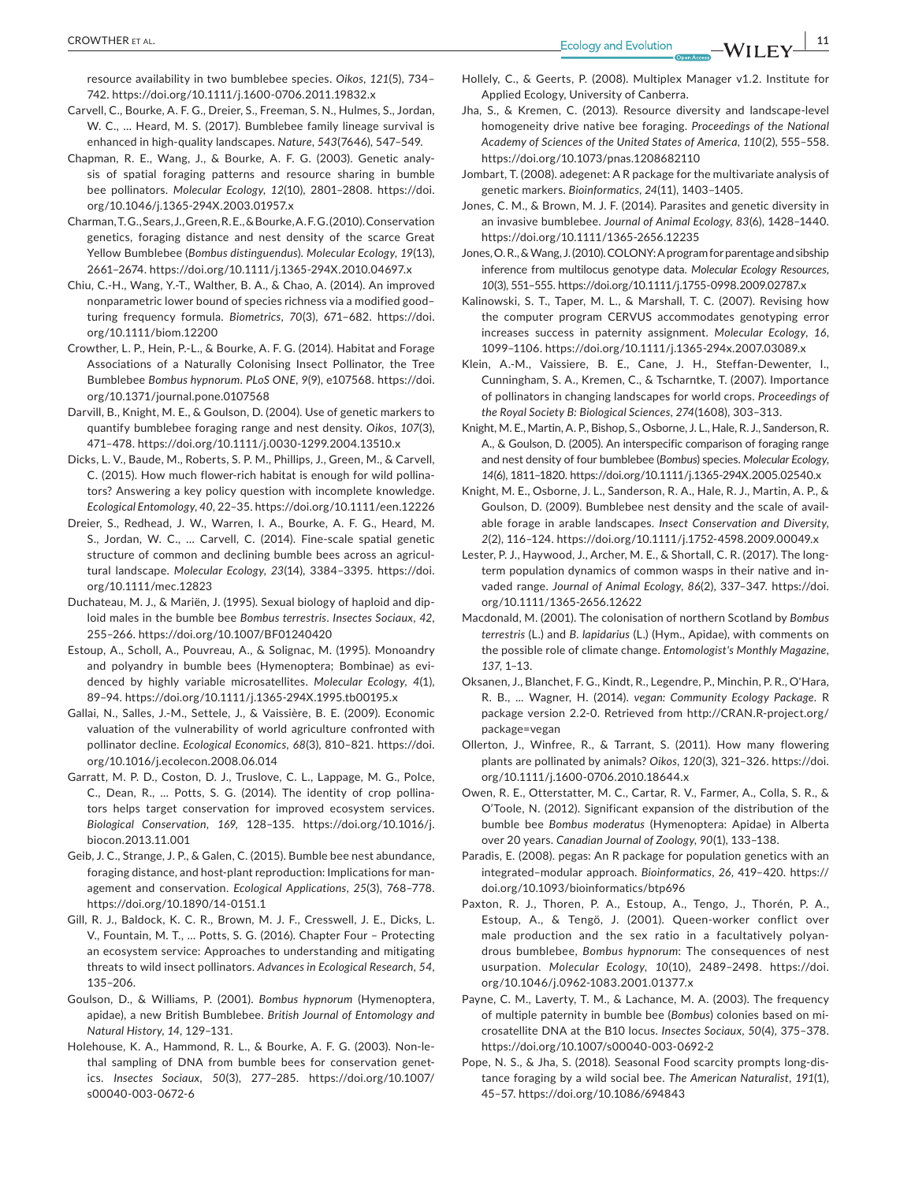resource availability in two bumblebee species. *Oikos*, *121*(5), 734–742. https://doi.org/10.1111/j.1600-0706.2011.19832.x

Carvell, C., Bourke, A. F. G., Dreier, S., Freeman, S. N., Hulmes, S., Jordan, W. C., … Heard, M. S. (2017). Bumblebee family lineage survival is enhanced in high-quality landscapes. *Nature*, *543*(7646), 547–549.

Chapman, R. E., Wang, J., & Bourke, A. F. G. (2003). Genetic analysis of spatial foraging patterns and resource sharing in bumble bee pollinators. *Molecular Ecology*, *12*(10), 2801–2808. https://doi.org/10.1046/j.1365-294X.2003.01957.x

Charman, T. G., Sears, J., Green, R. E., & Bourke, A. F. G. (2010). Conservation genetics, foraging distance and nest density of the scarce Great Yellow Bumblebee (*Bombus distinguendus*). *Molecular Ecology*, *19*(13), 2661–2674. https://doi.org/10.1111/j.1365-294X.2010.04697.x

Chiu, C.-H., Wang, Y.-T., Walther, B. A., & Chao, A. (2014). An improved nonparametric lower bound of species richness via a modified good–turing frequency formula. *Biometrics*, *70*(3), 671–682. https://doi.org/10.1111/biom.12200

Crowther, L. P., Hein, P.-L., & Bourke, A. F. G. (2014). Habitat and Forage Associations of a Naturally Colonising Insect Pollinator, the Tree Bumblebee *Bombus hypnorum*. *PLoS ONE*, *9*(9), e107568. https://doi.org/10.1371/journal.pone.0107568

Darvill, B., Knight, M. E., & Goulson, D. (2004). Use of genetic markers to quantify bumblebee foraging range and nest density. *Oikos*, *107*(3), 471–478. https://doi.org/10.1111/j.0030-1299.2004.13510.x

Dicks, L. V., Baude, M., Roberts, S. P. M., Phillips, J., Green, M., & Carvell, C. (2015). How much flower-rich habitat is enough for wild pollinators? Answering a key policy question with incomplete knowledge. *Ecological Entomology*, *40*, 22–35. https://doi.org/10.1111/een.12226

Dreier, S., Redhead, J. W., Warren, I. A., Bourke, A. F. G., Heard, M. S., Jordan, W. C., … Carvell, C. (2014). Fine-scale spatial genetic structure of common and declining bumble bees across an agricultural landscape. *Molecular Ecology*, *23*(14), 3384–3395. https://doi.org/10.1111/mec.12823

Duchateau, M. J., & Mariën, J. (1995). Sexual biology of haploid and diploid males in the bumble bee *Bombus terrestris*. *Insectes Sociaux*, *42*, 255–266. https://doi.org/10.1007/BF01240420

Estoup, A., Scholl, A., Pouvreau, A., & Solignac, M. (1995). Monoandry and polyandry in bumble bees (Hymenoptera; Bombinae) as evidenced by highly variable microsatellites. *Molecular Ecology*, *4*(1), 89–94. https://doi.org/10.1111/j.1365-294X.1995.tb00195.x

Gallai, N., Salles, J.-M., Settele, J., & Vaissière, B. E. (2009). Economic valuation of the vulnerability of world agriculture confronted with pollinator decline. *Ecological Economics*, *68*(3), 810–821. https://doi.org/10.1016/j.ecolecon.2008.06.014

Garratt, M. P. D., Coston, D. J., Truslove, C. L., Lappage, M. G., Polce, C., Dean, R., … Potts, S. G. (2014). The identity of crop pollinators helps target conservation for improved ecosystem services. *Biological Conservation*, *169*, 128–135. https://doi.org/10.1016/j.biocon.2013.11.001

Geib, J. C., Strange, J. P., & Galen, C. (2015). Bumble bee nest abundance, foraging distance, and host-plant reproduction: Implications for management and conservation. *Ecological Applications*, *25*(3), 768–778. https://doi.org/10.1890/14-0151.1

Gill, R. J., Baldock, K. C. R., Brown, M. J. F., Cresswell, J. E., Dicks, L. V., Fountain, M. T., … Potts, S. G. (2016). Chapter Four – Protecting an ecosystem service: Approaches to understanding and mitigating threats to wild insect pollinators. *Advances in Ecological Research*, *54*, 135–206.

Goulson, D., & Williams, P. (2001). *Bombus hypnorum* (Hymenoptera, apidae), a new British Bumblebee. *British Journal of Entomology and Natural History*, *14*, 129–131.

Holehouse, K. A., Hammond, R. L., & Bourke, A. F. G. (2003). Non-lethal sampling of DNA from bumble bees for conservation genetics. *Insectes Sociaux*, *50*(3), 277–285. https://doi.org/10.1007/s00040-003-0672-6

Hollely, C., & Geerts, P. (2008). Multiplex Manager v1.2. Institute for Applied Ecology, University of Canberra.

Jha, S., & Kremen, C. (2013). Resource diversity and landscape-level homogeneity drive native bee foraging. *Proceedings of the National Academy of Sciences of the United States of America*, *110*(2), 555–558. https://doi.org/10.1073/pnas.1208682110

Jombart, T. (2008). adegenet: A R package for the multivariate analysis of genetic markers. *Bioinformatics*, *24*(11), 1403–1405.

Jones, C. M., & Brown, M. J. F. (2014). Parasites and genetic diversity in an invasive bumblebee. *Journal of Animal Ecology*, *83*(6), 1428–1440. https://doi.org/10.1111/1365-2656.12235

Jones, O. R., & Wang, J. (2010). COLONY: A program for parentage and sibship inference from multilocus genotype data. *Molecular Ecology Resources*, *10*(3), 551–555. https://doi.org/10.1111/j.1755-0998.2009.02787.x

Kalinowski, S. T., Taper, M. L., & Marshall, T. C. (2007). Revising how the computer program CERVUS accommodates genotyping error increases success in paternity assignment. *Molecular Ecology*, *16*, 1099–1106. https://doi.org/10.1111/j.1365-294x.2007.03089.x

Klein, A.-M., Vaissiere, B. E., Cane, J. H., Steffan-Dewenter, I., Cunningham, S. A., Kremen, C., & Tscharntke, T. (2007). Importance of pollinators in changing landscapes for world crops. *Proceedings of the Royal Society B: Biological Sciences*, *274*(1608), 303–313.

Knight, M. E., Martin, A. P., Bishop, S., Osborne, J. L., Hale, R. J., Sanderson, R. A., & Goulson, D. (2005). An interspecific comparison of foraging range and nest density of four bumblebee (*Bombus*) species. *Molecular Ecology*, *14*(6), 1811–1820. https://doi.org/10.1111/j.1365-294X.2005.02540.x

Knight, M. E., Osborne, J. L., Sanderson, R. A., Hale, R. J., Martin, A. P., & Goulson, D. (2009). Bumblebee nest density and the scale of available forage in arable landscapes. *Insect Conservation and Diversity*, *2*(2), 116–124. https://doi.org/10.1111/j.1752-4598.2009.00049.x

Lester, P. J., Haywood, J., Archer, M. E., & Shortall, C. R. (2017). The long-term population dynamics of common wasps in their native and invaded range. *Journal of Animal Ecology*, *86*(2), 337–347. https://doi.org/10.1111/1365-2656.12622

Macdonald, M. (2001). The colonisation of northern Scotland by *Bombus terrestris* (L.) and *B. lapidarius* (L.) (Hym., Apidae), with comments on the possible role of climate change. *Entomologist's Monthly Magazine*, *137*, 1–13.

Oksanen, J., Blanchet, F. G., Kindt, R., Legendre, P., Minchin, P. R., O'Hara, R. B., … Wagner, H. (2014). *vegan: Community Ecology Package*. R package version 2.2-0. Retrieved from http://CRAN.R-project.org/package=vegan

Ollerton, J., Winfree, R., & Tarrant, S. (2011). How many flowering plants are pollinated by animals? *Oikos*, *120*(3), 321–326. https://doi.org/10.1111/j.1600-0706.2010.18644.x

Owen, R. E., Otterstatter, M. C., Cartar, R. V., Farmer, A., Colla, S. R., & O'Toole, N. (2012). Significant expansion of the distribution of the bumble bee *Bombus moderatus* (Hymenoptera: Apidae) in Alberta over 20 years. *Canadian Journal of Zoology*, *90*(1), 133–138.

Paradis, E. (2008). pegas: An R package for population genetics with an integrated–modular approach. *Bioinformatics*, *26*, 419–420. https://doi.org/10.1093/bioinformatics/btp696

Paxton, R. J., Thoren, P. A., Estoup, A., Tengo, J., Thorén, P. A., Estoup, A., & Tengö, J. (2001). Queen-worker conflict over male production and the sex ratio in a facultatively polyandrous bumblebee, *Bombus hypnorum*: The consequences of nest usurpation. *Molecular Ecology*, *10*(10), 2489–2498. https://doi.org/10.1046/j.0962-1083.2001.01377.x

Payne, C. M., Laverty, T. M., & Lachance, M. A. (2003). The frequency of multiple paternity in bumble bee (*Bombus*) colonies based on microsatellite DNA at the B10 locus. *Insectes Sociaux*, *50*(4), 375–378. https://doi.org/10.1007/s00040-003-0692-2

Pope, N. S., & Jha, S. (2018). Seasonal Food scarcity prompts long-distance foraging by a wild social bee. *The American Naturalist*, *191*(1), 45–57. https://doi.org/10.1086/694843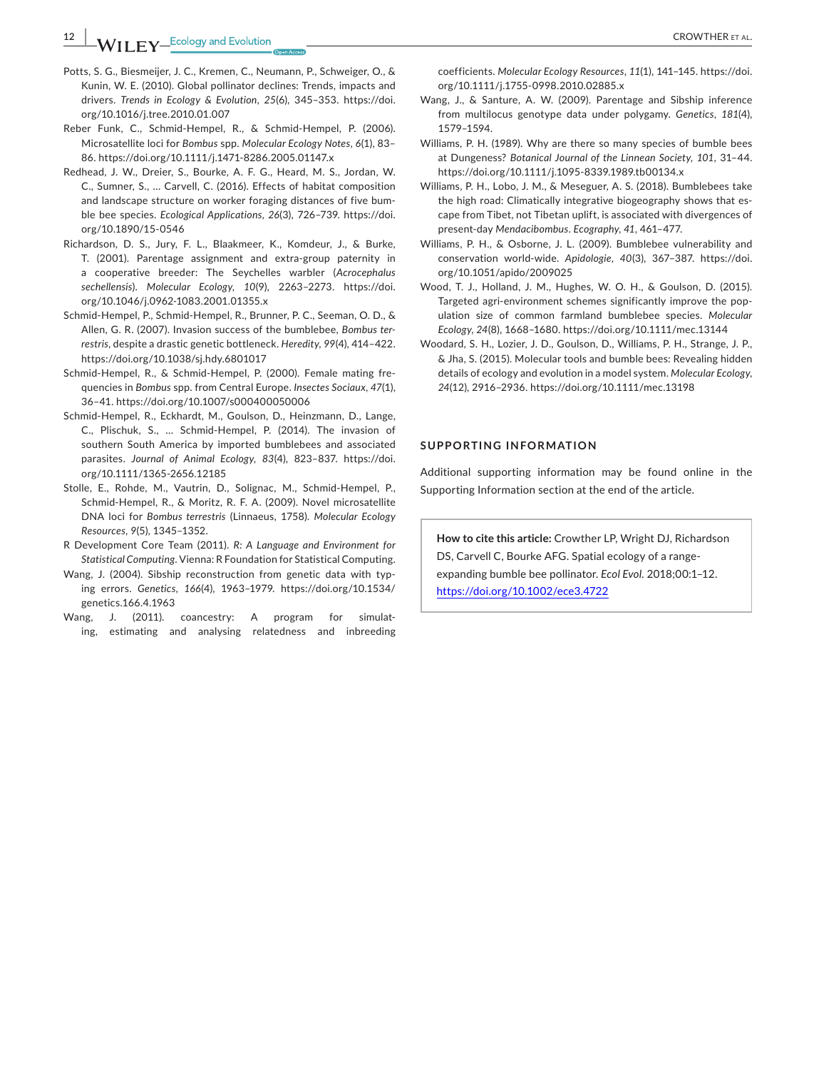Potts, S. G., Biesmeijer, J. C., Kremen, C., Neumann, P., Schweiger, O., & Kunin, W. E. (2010). Global pollinator declines: Trends, impacts and drivers. *Trends in Ecology & Evolution*, *25*(6), 345–353. https://doi.org/10.1016/j.tree.2010.01.007

Reber Funk, C., Schmid-Hempel, R., & Schmid-Hempel, P. (2006). Microsatellite loci for *Bombus* spp. *Molecular Ecology Notes*, *6*(1), 83–86. https://doi.org/10.1111/j.1471-8286.2005.01147.x

Redhead, J. W., Dreier, S., Bourke, A. F. G., Heard, M. S., Jordan, W. C., Sumner, S., … Carvell, C. (2016). Effects of habitat composition and landscape structure on worker foraging distances of five bumble bee species. *Ecological Applications*, *26*(3), 726–739. https://doi.org/10.1890/15-0546

Richardson, D. S., Jury, F. L., Blaakmeer, K., Komdeur, J., & Burke, T. (2001). Parentage assignment and extra-group paternity in a cooperative breeder: The Seychelles warbler (*Acrocephalus sechellensis*). *Molecular Ecology*, *10*(9), 2263–2273. https://doi.org/10.1046/j.0962-1083.2001.01355.x

Schmid-Hempel, P., Schmid-Hempel, R., Brunner, P. C., Seeman, O. D., & Allen, G. R. (2007). Invasion success of the bumblebee, *Bombus terrestris*, despite a drastic genetic bottleneck. *Heredity*, *99*(4), 414–422. https://doi.org/10.1038/sj.hdy.6801017

Schmid-Hempel, R., & Schmid-Hempel, P. (2000). Female mating frequencies in *Bombus* spp. from Central Europe. *Insectes Sociaux*, *47*(1), 36–41. https://doi.org/10.1007/s000400050006

Schmid-Hempel, R., Eckhardt, M., Goulson, D., Heinzmann, D., Lange, C., Plischuk, S., … Schmid-Hempel, P. (2014). The invasion of southern South America by imported bumblebees and associated parasites. *Journal of Animal Ecology*, *83*(4), 823–837. https://doi.org/10.1111/1365-2656.12185

Stolle, E., Rohde, M., Vautrin, D., Solignac, M., Schmid-Hempel, P., Schmid-Hempel, R., & Moritz, R. F. A. (2009). Novel microsatellite DNA loci for *Bombus terrestris* (Linnaeus, 1758). *Molecular Ecology Resources*, *9*(5), 1345–1352.

R Development Core Team (2011). *R: A Language and Environment for Statistical Computing*. Vienna: R Foundation for Statistical Computing.

Wang, J. (2004). Sibship reconstruction from genetic data with typing errors. *Genetics*, *166*(4), 1963–1979. https://doi.org/10.1534/genetics.166.4.1963

Wang, J. (2011). coancestry: A program for simulating, estimating and analysing relatedness and inbreeding coefficients. *Molecular Ecology Resources*, *11*(1), 141–145. https://doi.org/10.1111/j.1755-0998.2010.02885.x

Wang, J., & Santure, A. W. (2009). Parentage and Sibship inference from multilocus genotype data under polygamy. *Genetics*, *181*(4), 1579–1594.

Williams, P. H. (1989). Why are there so many species of bumble bees at Dungeness? *Botanical Journal of the Linnean Society*, *101*, 31–44. https://doi.org/10.1111/j.1095-8339.1989.tb00134.x

Williams, P. H., Lobo, J. M., & Meseguer, A. S. (2018). Bumblebees take the high road: Climatically integrative biogeography shows that escape from Tibet, not Tibetan uplift, is associated with divergences of present-day *Mendacibombus*. *Ecography*, *41*, 461–477.

Williams, P. H., & Osborne, J. L. (2009). Bumblebee vulnerability and conservation world-wide. *Apidologie*, *40*(3), 367–387. https://doi.org/10.1051/apido/2009025

Wood, T. J., Holland, J. M., Hughes, W. O. H., & Goulson, D. (2015). Targeted agri-environment schemes significantly improve the population size of common farmland bumblebee species. *Molecular Ecology*, *24*(8), 1668–1680. https://doi.org/10.1111/mec.13144

Woodard, S. H., Lozier, J. D., Goulson, D., Williams, P. H., Strange, J. P., & Jha, S. (2015). Molecular tools and bumble bees: Revealing hidden details of ecology and evolution in a model system. *Molecular Ecology*, *24*(12), 2916–2936. https://doi.org/10.1111/mec.13198

## SUPPORTING INFORMATION

Additional supporting information may be found online in the Supporting Information section at the end of the article.

**How to cite this article:** Crowther LP, Wright DJ, Richardson DS, Carvell C, Bourke AFG. Spatial ecology of a range-expanding bumble bee pollinator. *Ecol Evol*. 2018;00:1–12. https://doi.org/10.1002/ece3.4722